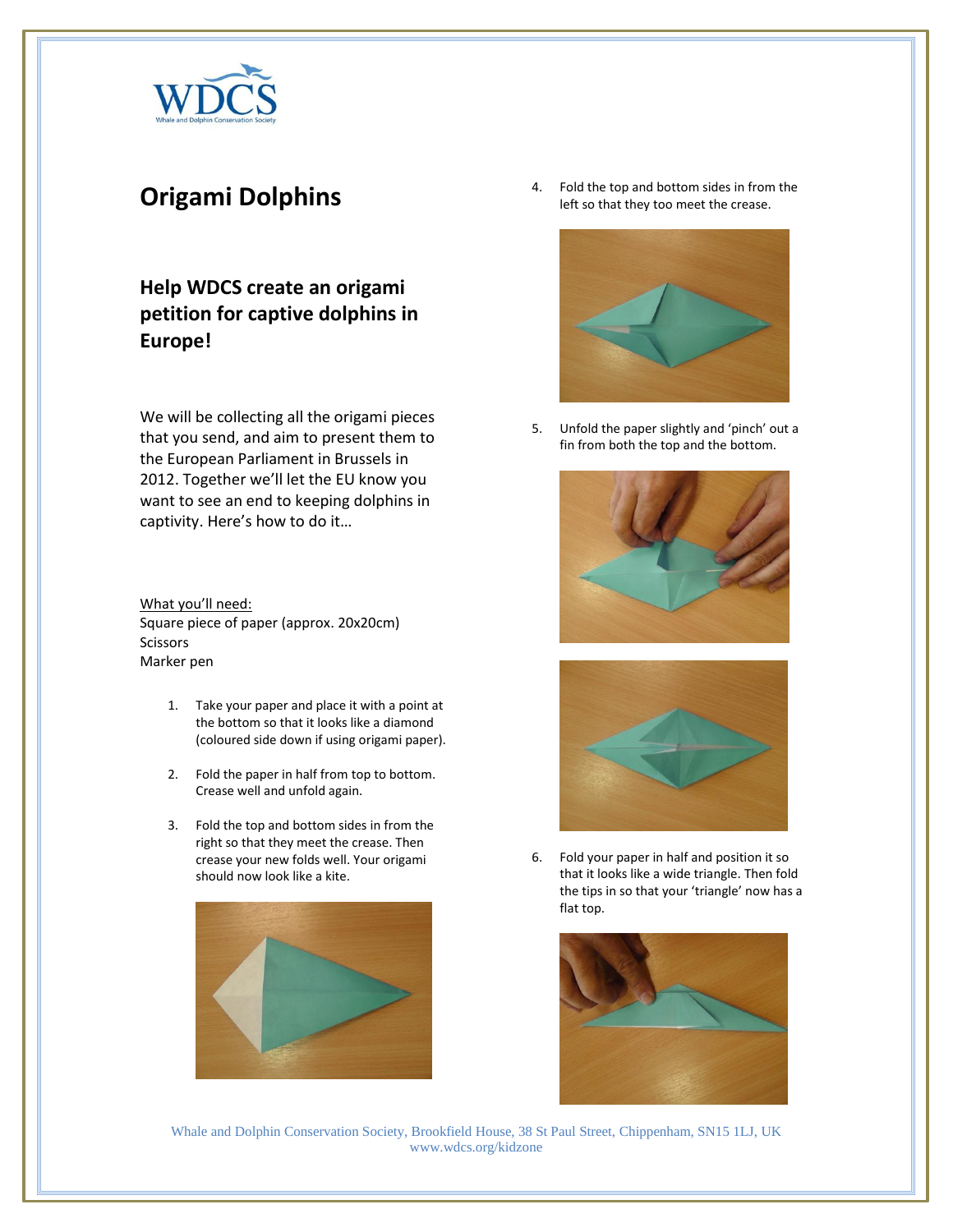# Origami Dolphins

## Help WDCS create an origami petition for captive dolphins in Europe!

We will be collecting all the origami pieces that you send, and aim to present them to the European Parliament in Brussels in 2012. Together we'll let the EU know you want to see an end to keeping dolphins in captivity. Here's how to do it…

What you'll need:
Square piece of paper (approx. 20x20cm)
Scissors
Marker pen

1. Take your paper and place it with a point at the bottom so that it looks like a diamond (coloured side down if using origami paper).

2. Fold the paper in half from top to bottom. Crease well and unfold again.

3. Fold the top and bottom sides in from the right so that they meet the crease. Then crease your new folds well. Your origami should now look like a kite.

4. Fold the top and bottom sides in from the left so that they too meet the crease.

5. Unfold the paper slightly and 'pinch' out a fin from both the top and the bottom.

6. Fold your paper in half and position it so that it looks like a wide triangle. Then fold the tips in so that your 'triangle' now has a flat top.

Whale and Dolphin Conservation Society, Brookfield House, 38 St Paul Street, Chippenham, SN15 1LJ, UK
www.wdcs.org/kidzone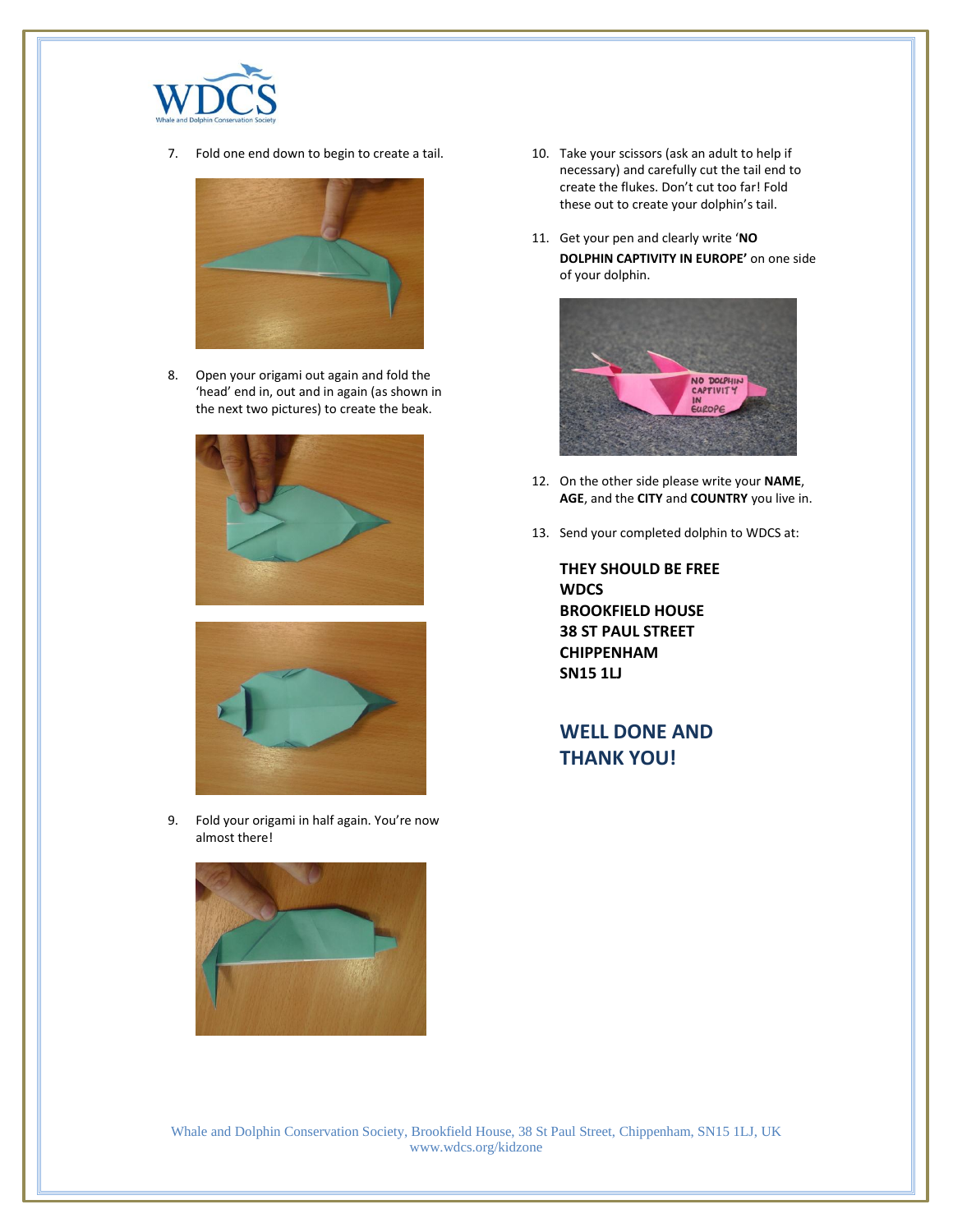7. Fold one end down to begin to create a tail.

8. Open your origami out again and fold the 'head' end in, out and in again (as shown in the next two pictures) to create the beak.

9. Fold your origami in half again. You're now almost there!

10. Take your scissors (ask an adult to help if necessary) and carefully cut the tail end to create the flukes. Don't cut too far! Fold these out to create your dolphin's tail.

11. Get your pen and clearly write '**NO DOLPHIN CAPTIVITY IN EUROPE'** on one side of your dolphin.

12. On the other side please write your **NAME**, **AGE**, and the **CITY** and **COUNTRY** you live in.

13. Send your completed dolphin to WDCS at:

**THEY SHOULD BE FREE**
**WDCS**
**BROOKFIELD HOUSE**
**38 ST PAUL STREET**
**CHIPPENHAM**
**SN15 1LJ**

## WELL DONE AND THANK YOU!

Whale and Dolphin Conservation Society, Brookfield House, 38 St Paul Street, Chippenham, SN15 1LJ, UK
www.wdcs.org/kidzone